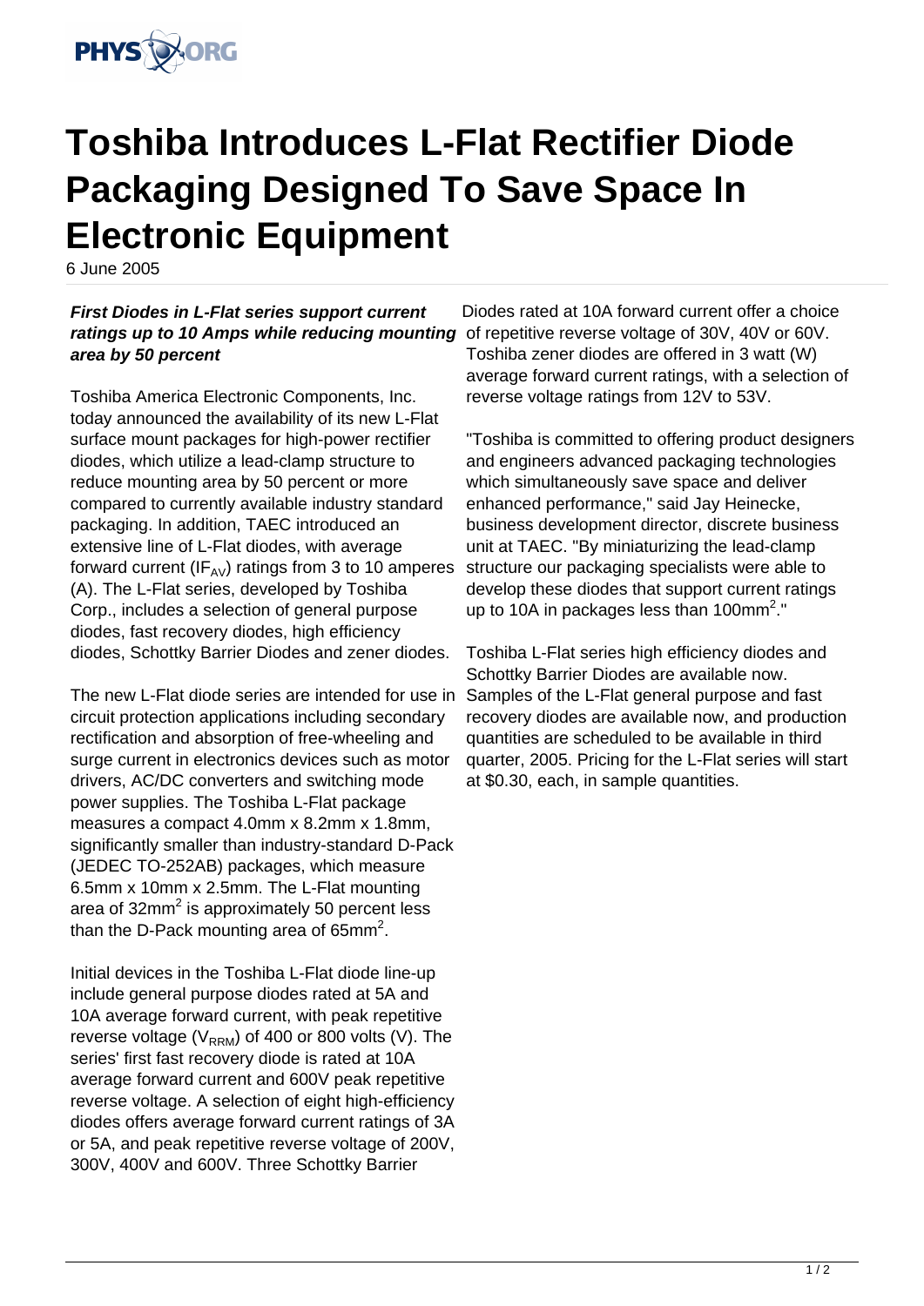# Toshiba Introduces L-Flat Rectifier Diode Packaging Designed To Save Space In Electronic Equipment

6 June 2005

***First Diodes in L-Flat series support current ratings up to 10 Amps while reducing mounting area by 50 percent***

Toshiba America Electronic Components, Inc. today announced the availability of its new L-Flat surface mount packages for high-power rectifier diodes, which utilize a lead-clamp structure to reduce mounting area by 50 percent or more compared to currently available industry standard packaging. In addition, TAEC introduced an extensive line of L-Flat diodes, with average forward current ($IF_{AV}$) ratings from 3 to 10 amperes (A). The L-Flat series, developed by Toshiba Corp., includes a selection of general purpose diodes, fast recovery diodes, high efficiency diodes, Schottky Barrier Diodes and zener diodes.

The new L-Flat diode series are intended for use in circuit protection applications including secondary rectification and absorption of free-wheeling and surge current in electronics devices such as motor drivers, AC/DC converters and switching mode power supplies. The Toshiba L-Flat package measures a compact 4.0mm x 8.2mm x 1.8mm, significantly smaller than industry-standard D-Pack (JEDEC TO-252AB) packages, which measure 6.5mm x 10mm x 2.5mm. The L-Flat mounting area of 32mm$^2$ is approximately 50 percent less than the D-Pack mounting area of 65mm$^2$.

Initial devices in the Toshiba L-Flat diode line-up include general purpose diodes rated at 5A and 10A average forward current, with peak repetitive reverse voltage ($V_{RRM}$) of 400 or 800 volts (V). The series' first fast recovery diode is rated at 10A average forward current and 600V peak repetitive reverse voltage. A selection of eight high-efficiency diodes offers average forward current ratings of 3A or 5A, and peak repetitive reverse voltage of 200V, 300V, 400V and 600V. Three Schottky Barrier Diodes rated at 10A forward current offer a choice of repetitive reverse voltage of 30V, 40V or 60V. Toshiba zener diodes are offered in 3 watt (W) average forward current ratings, with a selection of reverse voltage ratings from 12V to 53V.

"Toshiba is committed to offering product designers and engineers advanced packaging technologies which simultaneously save space and deliver enhanced performance," said Jay Heinecke, business development director, discrete business unit at TAEC. "By miniaturizing the lead-clamp structure our packaging specialists were able to develop these diodes that support current ratings up to 10A in packages less than 100mm$^2$."

Toshiba L-Flat series high efficiency diodes and Schottky Barrier Diodes are available now. Samples of the L-Flat general purpose and fast recovery diodes are available now, and production quantities are scheduled to be available in third quarter, 2005. Pricing for the L-Flat series will start at $0.30, each, in sample quantities.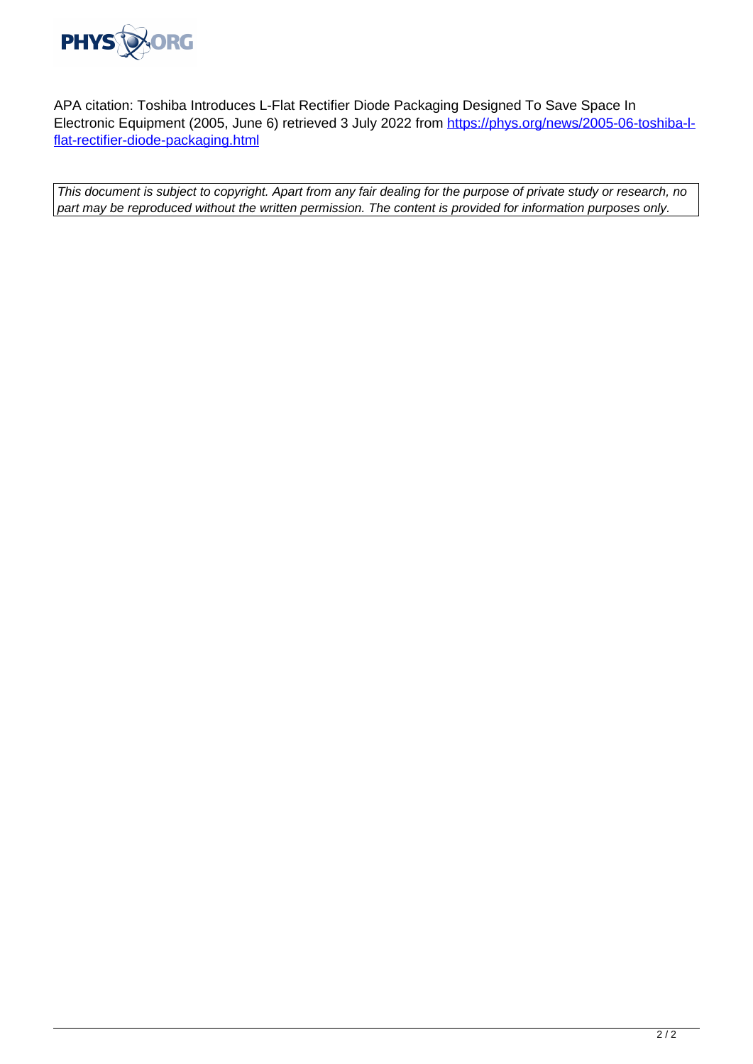APA citation: Toshiba Introduces L-Flat Rectifier Diode Packaging Designed To Save Space In Electronic Equipment (2005, June 6) retrieved 3 July 2022 from https://phys.org/news/2005-06-toshiba-l-flat-rectifier-diode-packaging.html

*This document is subject to copyright. Apart from any fair dealing for the purpose of private study or research, no part may be reproduced without the written permission. The content is provided for information purposes only.*